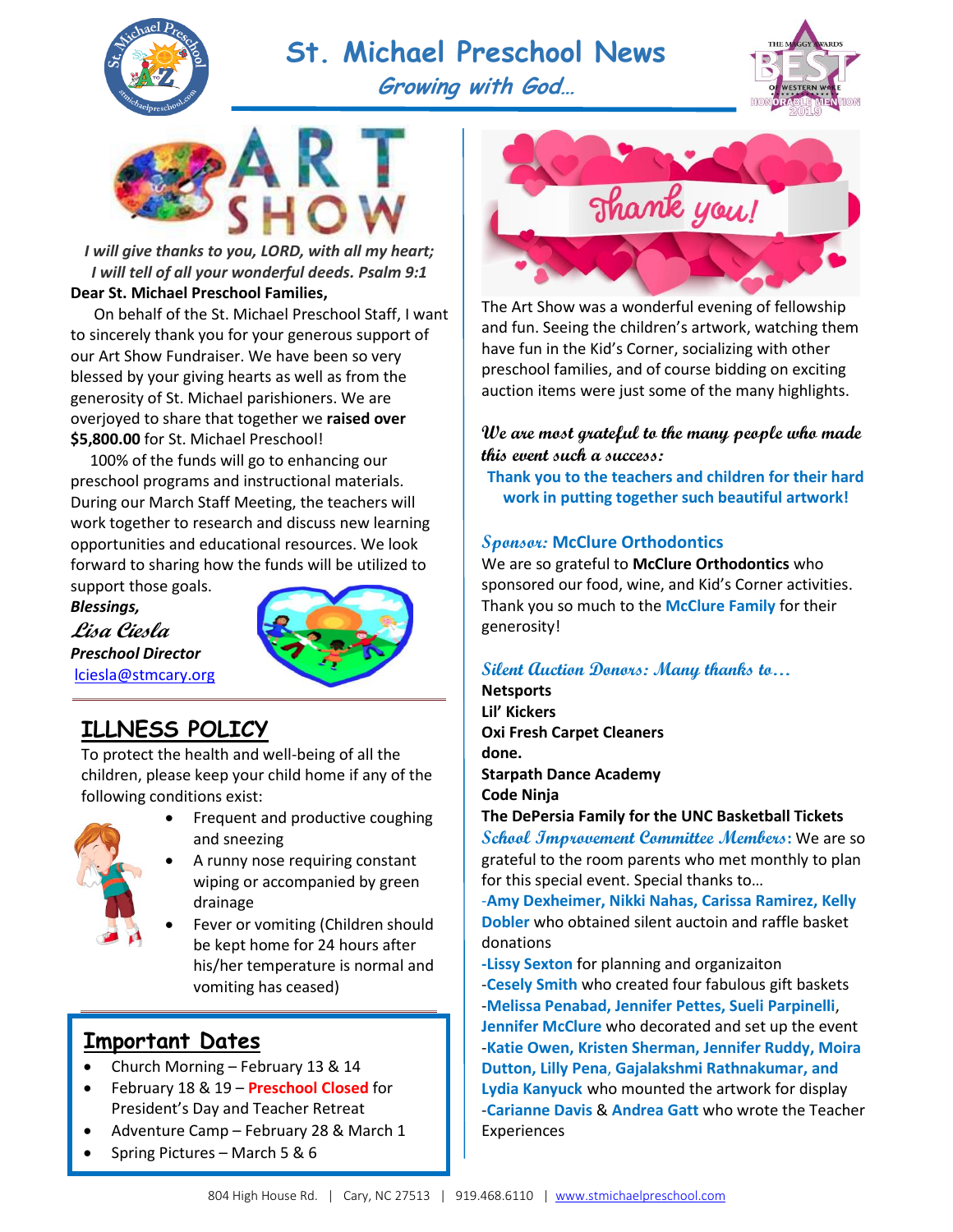# St. Michael Preschool News

*Growing with God…*

## ART SHOW

*I will give thanks to you, LORD, with all my heart; I will tell of all your wonderful deeds. Psalm 9:1*

**Dear St. Michael Preschool Families,**

On behalf of the St. Michael Preschool Staff, I want to sincerely thank you for your generous support of our Art Show Fundraiser. We have been so very blessed by your giving hearts as well as from the generosity of St. Michael parishioners. We are overjoyed to share that together we **raised over $5,800.00** for St. Michael Preschool!

100% of the funds will go to enhancing our preschool programs and instructional materials. During our March Staff Meeting, the teachers will work together to research and discuss new learning opportunities and educational resources. We look forward to sharing how the funds will be utilized to support those goals.

***Blessings,***

*Lisa Ciesla*

***Preschool Director***

lciesla@stmcary.org

## ILLNESS POLICY

To protect the health and well-being of all the children, please keep your child home if any of the following conditions exist:

- Frequent and productive coughing and sneezing
- A runny nose requiring constant wiping or accompanied by green drainage
- Fever or vomiting (Children should be kept home for 24 hours after his/her temperature is normal and vomiting has ceased)

## Important Dates

- Church Morning – February 13 & 14
- February 18 & 19 – **Preschool Closed** for President's Day and Teacher Retreat
- Adventure Camp – February 28 & March 1
- Spring Pictures – March 5 & 6

Thank you!

The Art Show was a wonderful evening of fellowship and fun. Seeing the children's artwork, watching them have fun in the Kid's Corner, socializing with other preschool families, and of course bidding on exciting auction items were just some of the many highlights.

***We are most grateful to the many people who made this event such a success:***

**Thank you to the teachers and children for their hard work in putting together such beautiful artwork!**

*Sponsor:* **McClure Orthodontics**

We are so grateful to **McClure Orthodontics** who sponsored our food, wine, and Kid's Corner activities. Thank you so much to the **McClure Family** for their generosity!

*Silent Auction Donors: Many thanks to…*

**Netsports**
**Lil' Kickers**
**Oxi Fresh Carpet Cleaners**
**done.**
**Starpath Dance Academy**
**Code Ninja**
**The DePersia Family for the UNC Basketball Tickets**

***School Improvement Committee Members*:** We are so grateful to the room parents who met monthly to plan for this special event. Special thanks to…

-**Amy Dexheimer, Nikki Nahas, Carissa Ramirez, Kelly Dobler** who obtained silent auctoin and raffle basket donations
-**Lissy Sexton** for planning and organizaiton
-**Cesely Smith** who created four fabulous gift baskets
-**Melissa Penabad, Jennifer Pettes, Sueli Parpinelli, Jennifer McClure** who decorated and set up the event
-**Katie Owen, Kristen Sherman, Jennifer Ruddy, Moira Dutton, Lilly Pena, Gajalakshmi Rathnakumar, and Lydia Kanyuck** who mounted the artwork for display
-**Carianne Davis** & **Andrea Gatt** who wrote the Teacher Experiences

804 High House Rd. | Cary, NC 27513 | 919.468.6110 | www.stmichaelpreschool.com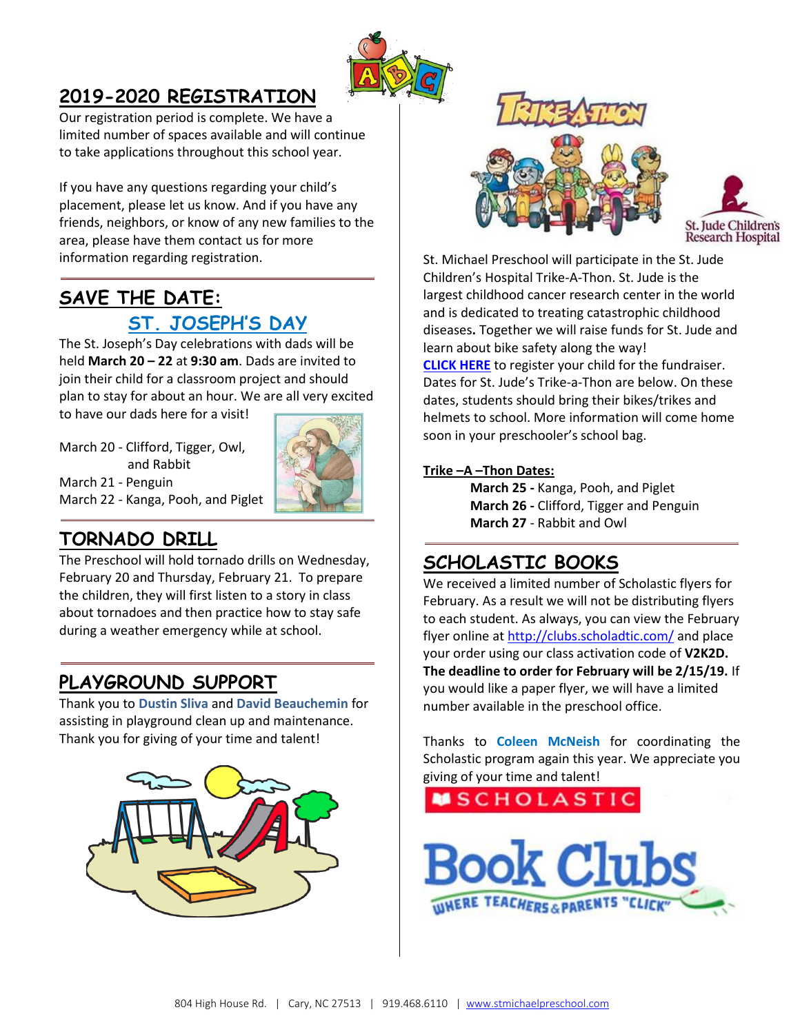## 2019-2020 REGISTRATION

Our registration period is complete. We have a limited number of spaces available and will continue to take applications throughout this school year.

If you have any questions regarding your child's placement, please let us know. And if you have any friends, neighbors, or know of any new families to the area, please have them contact us for more information regarding registration.

## SAVE THE DATE:

### ST. JOSEPH'S DAY

The St. Joseph's Day celebrations with dads will be held **March 20 – 22** at **9:30 am**. Dads are invited to join their child for a classroom project and should plan to stay for about an hour. We are all very excited to have our dads here for a visit!

March 20 - Clifford, Tigger, Owl, and Rabbit
March 21 - Penguin
March 22 - Kanga, Pooh, and Piglet

## TORNADO DRILL

The Preschool will hold tornado drills on Wednesday, February 20 and Thursday, February 21. To prepare the children, they will first listen to a story in class about tornadoes and then practice how to stay safe during a weather emergency while at school.

## PLAYGROUND SUPPORT

Thank you to **Dustin Sliva** and **David Beauchemin** for assisting in playground clean up and maintenance. Thank you for giving of your time and talent!

TRIKE-A-THON

St. Jude Children's Research Hospital

St. Michael Preschool will participate in the St. Jude Children's Hospital Trike-A-Thon. St. Jude is the largest childhood cancer research center in the world and is dedicated to treating catastrophic childhood diseases**.** Together we will raise funds for St. Jude and learn about bike safety along the way!
**CLICK HERE** to register your child for the fundraiser. Dates for St. Jude's Trike-a-Thon are below. On these dates, students should bring their bikes/trikes and helmets to school. More information will come home soon in your preschooler's school bag.

**Trike –A –Thon Dates:**

**March 25 -** Kanga, Pooh, and Piglet
**March 26 -** Clifford, Tigger and Penguin
**March 27** - Rabbit and Owl

## SCHOLASTIC BOOKS

We received a limited number of Scholastic flyers for February. As a result we will not be distributing flyers to each student. As always, you can view the February flyer online at http://clubs.scholadtic.com/ and place your order using our class activation code of **V2K2D. The deadline to order for February will be 2/15/19.** If you would like a paper flyer, we will have a limited number available in the preschool office.

Thanks to **Coleen McNeish** for coordinating the Scholastic program again this year. We appreciate you giving of your time and talent!

SCHOLASTIC

Book Clubs
WHERE TEACHERS & PARENTS "CLICK"

804 High House Rd. | Cary, NC 27513 | 919.468.6110 | www.stmichaelpreschool.com